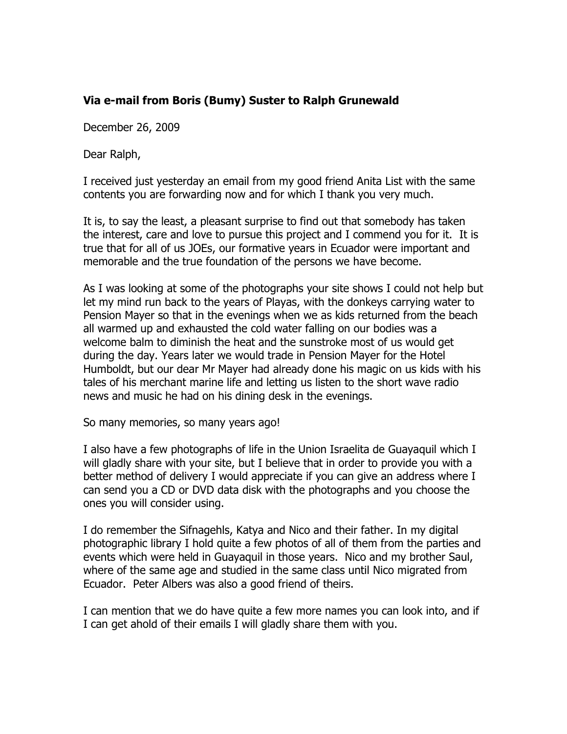**Via e-mail from Boris (Bumy) Suster to Ralph Grunewald**

December 26, 2009

Dear Ralph,

I received just yesterday an email from my good friend Anita List with the same contents you are forwarding now and for which I thank you very much.

It is, to say the least, a pleasant surprise to find out that somebody has taken the interest, care and love to pursue this project and I commend you for it. It is true that for all of us JOEs, our formative years in Ecuador were important and memorable and the true foundation of the persons we have become.

As I was looking at some of the photographs your site shows I could not help but let my mind run back to the years of Playas, with the donkeys carrying water to Pension Mayer so that in the evenings when we as kids returned from the beach all warmed up and exhausted the cold water falling on our bodies was a welcome balm to diminish the heat and the sunstroke most of us would get during the day. Years later we would trade in Pension Mayer for the Hotel Humboldt, but our dear Mr Mayer had already done his magic on us kids with his tales of his merchant marine life and letting us listen to the short wave radio news and music he had on his dining desk in the evenings.

So many memories, so many years ago!

I also have a few photographs of life in the Union Israelita de Guayaquil which I will gladly share with your site, but I believe that in order to provide you with a better method of delivery I would appreciate if you can give an address where I can send you a CD or DVD data disk with the photographs and you choose the ones you will consider using.

I do remember the Sifnagehls, Katya and Nico and their father. In my digital photographic library I hold quite a few photos of all of them from the parties and events which were held in Guayaquil in those years. Nico and my brother Saul, where of the same age and studied in the same class until Nico migrated from Ecuador. Peter Albers was also a good friend of theirs.

I can mention that we do have quite a few more names you can look into, and if I can get ahold of their emails I will gladly share them with you.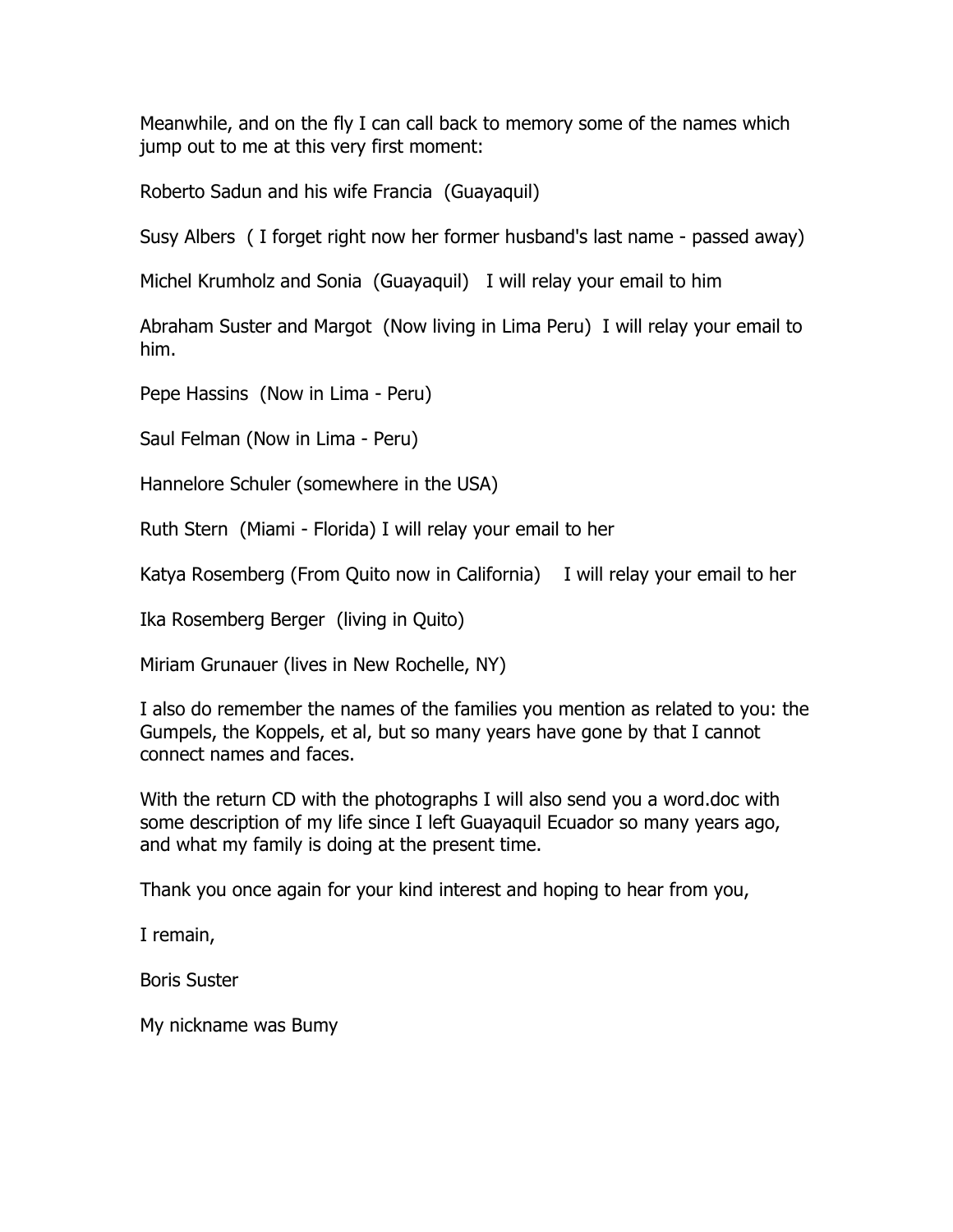Meanwhile, and on the fly I can call back to memory some of the names which jump out to me at this very first moment:

Roberto Sadun and his wife Francia (Guayaquil)

Susy Albers ( I forget right now her former husband's last name - passed away)

Michel Krumholz and Sonia (Guayaquil) I will relay your email to him

Abraham Suster and Margot (Now living in Lima Peru) I will relay your email to him.

Pepe Hassins (Now in Lima - Peru)

Saul Felman (Now in Lima - Peru)

Hannelore Schuler (somewhere in the USA)

Ruth Stern (Miami - Florida) I will relay your email to her

Katya Rosemberg (From Quito now in California) I will relay your email to her

Ika Rosemberg Berger (living in Quito)

Miriam Grunauer (lives in New Rochelle, NY)

I also do remember the names of the families you mention as related to you: the Gumpels, the Koppels, et al, but so many years have gone by that I cannot connect names and faces.

With the return CD with the photographs I will also send you a word.doc with some description of my life since I left Guayaquil Ecuador so many years ago, and what my family is doing at the present time.

Thank you once again for your kind interest and hoping to hear from you,

I remain,

Boris Suster

My nickname was Bumy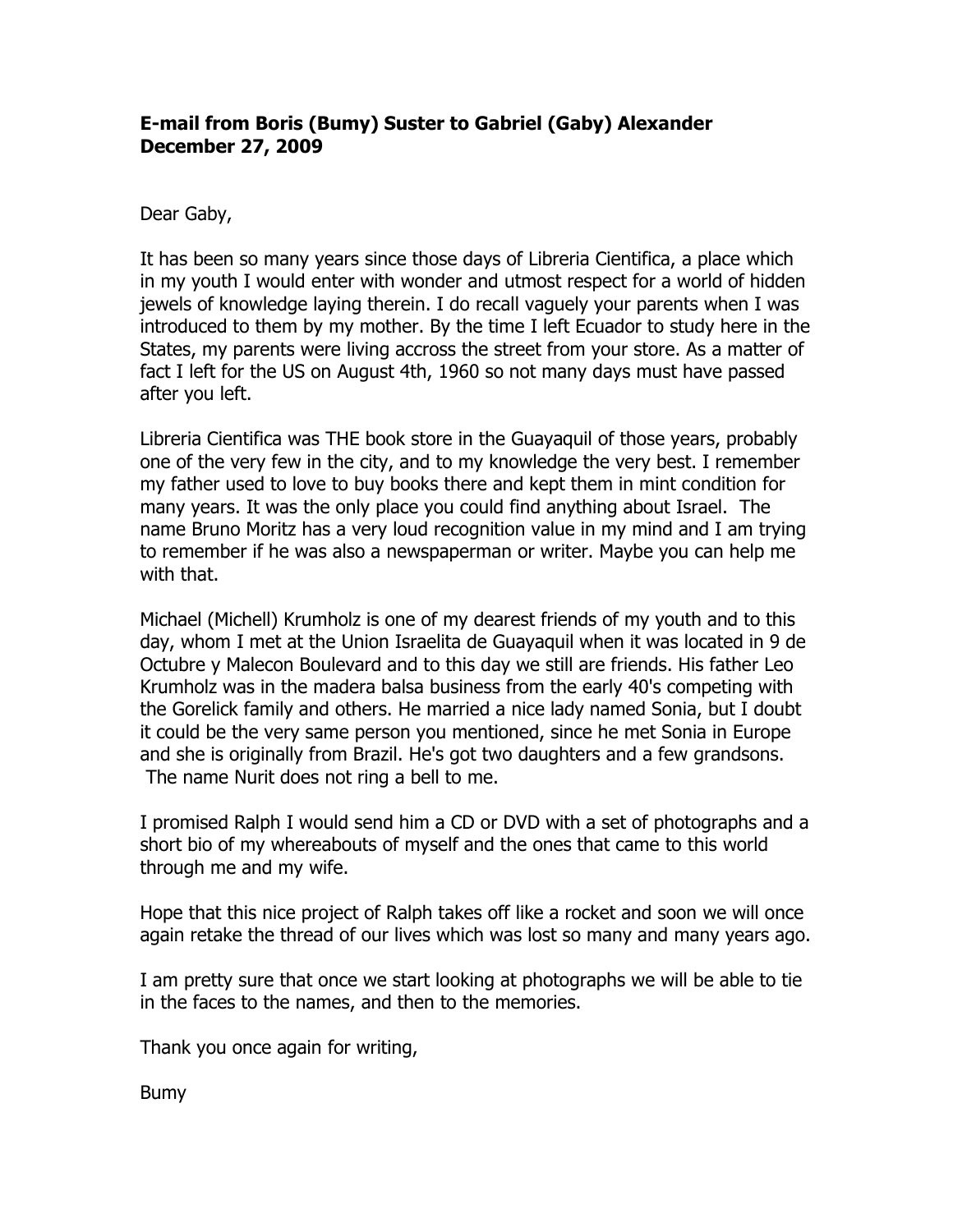**E-mail from Boris (Bumy) Suster to Gabriel (Gaby) Alexander**
**December 27, 2009**

Dear Gaby,

It has been so many years since those days of Libreria Cientifica, a place which in my youth I would enter with wonder and utmost respect for a world of hidden jewels of knowledge laying therein. I do recall vaguely your parents when I was introduced to them by my mother. By the time I left Ecuador to study here in the States, my parents were living accross the street from your store. As a matter of fact I left for the US on August 4th, 1960 so not many days must have passed after you left.

Libreria Cientifica was THE book store in the Guayaquil of those years, probably one of the very few in the city, and to my knowledge the very best. I remember my father used to love to buy books there and kept them in mint condition for many years. It was the only place you could find anything about Israel. The name Bruno Moritz has a very loud recognition value in my mind and I am trying to remember if he was also a newspaperman or writer. Maybe you can help me with that.

Michael (Michell) Krumholz is one of my dearest friends of my youth and to this day, whom I met at the Union Israelita de Guayaquil when it was located in 9 de Octubre y Malecon Boulevard and to this day we still are friends. His father Leo Krumholz was in the madera balsa business from the early 40's competing with the Gorelick family and others. He married a nice lady named Sonia, but I doubt it could be the very same person you mentioned, since he met Sonia in Europe and she is originally from Brazil. He's got two daughters and a few grandsons. The name Nurit does not ring a bell to me.

I promised Ralph I would send him a CD or DVD with a set of photographs and a short bio of my whereabouts of myself and the ones that came to this world through me and my wife.

Hope that this nice project of Ralph takes off like a rocket and soon we will once again retake the thread of our lives which was lost so many and many years ago.

I am pretty sure that once we start looking at photographs we will be able to tie in the faces to the names, and then to the memories.

Thank you once again for writing,

Bumy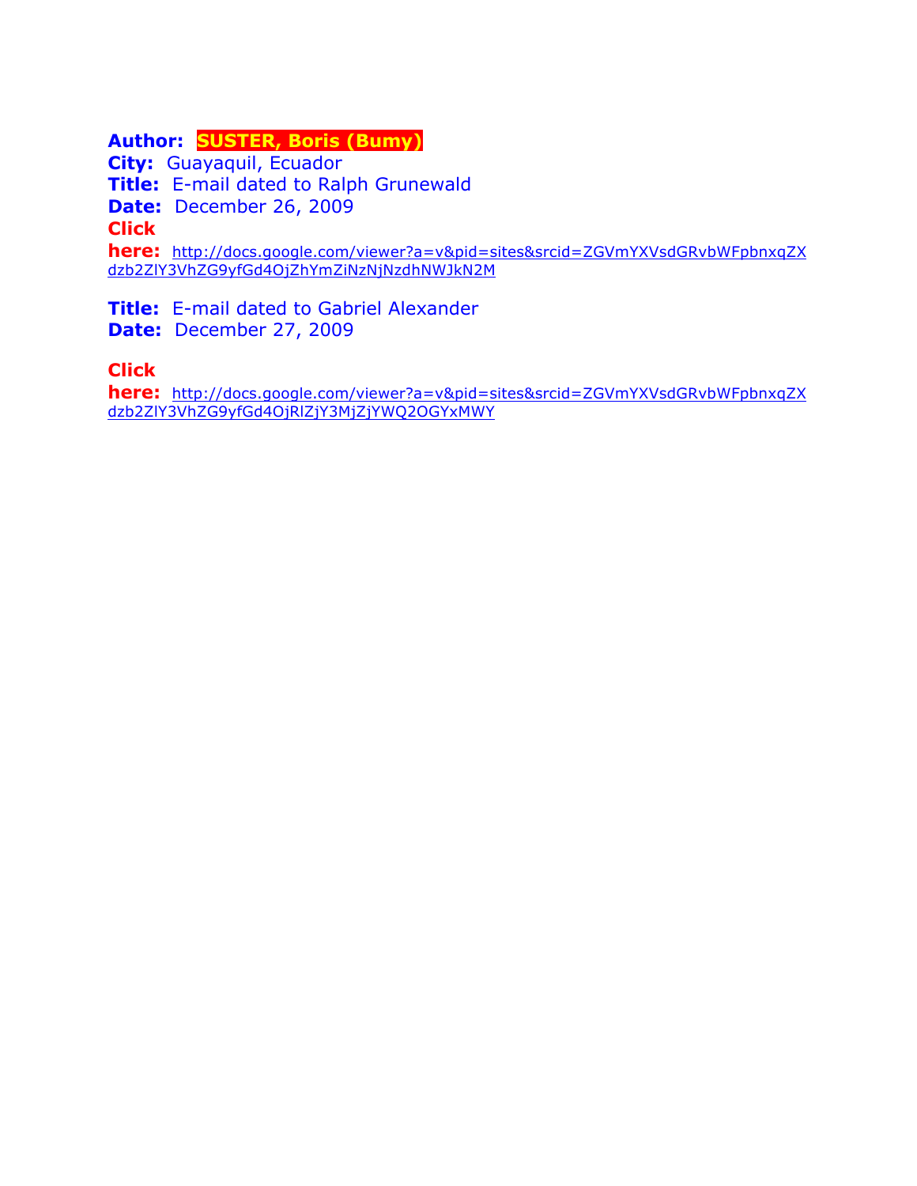**Author:** **SUSTER, Boris (Bumy)**
**City:** Guayaquil, Ecuador
**Title:** E-mail dated to Ralph Grunewald
**Date:** December 26, 2009
**Click here:** http://docs.google.com/viewer?a=v&pid=sites&srcid=ZGVmYXVsdGRvbWFpbnxqZXdzb2ZlY3VhZG9yfGd4OjZhYmZiNzNjNzdhNWJkN2M

**Title:** E-mail dated to Gabriel Alexander
**Date:** December 27, 2009

**Click here:** http://docs.google.com/viewer?a=v&pid=sites&srcid=ZGVmYXVsdGRvbWFpbnxqZXdzb2ZlY3VhZG9yfGd4OjRlZjY3MjZjYWQ2OGYxMWY